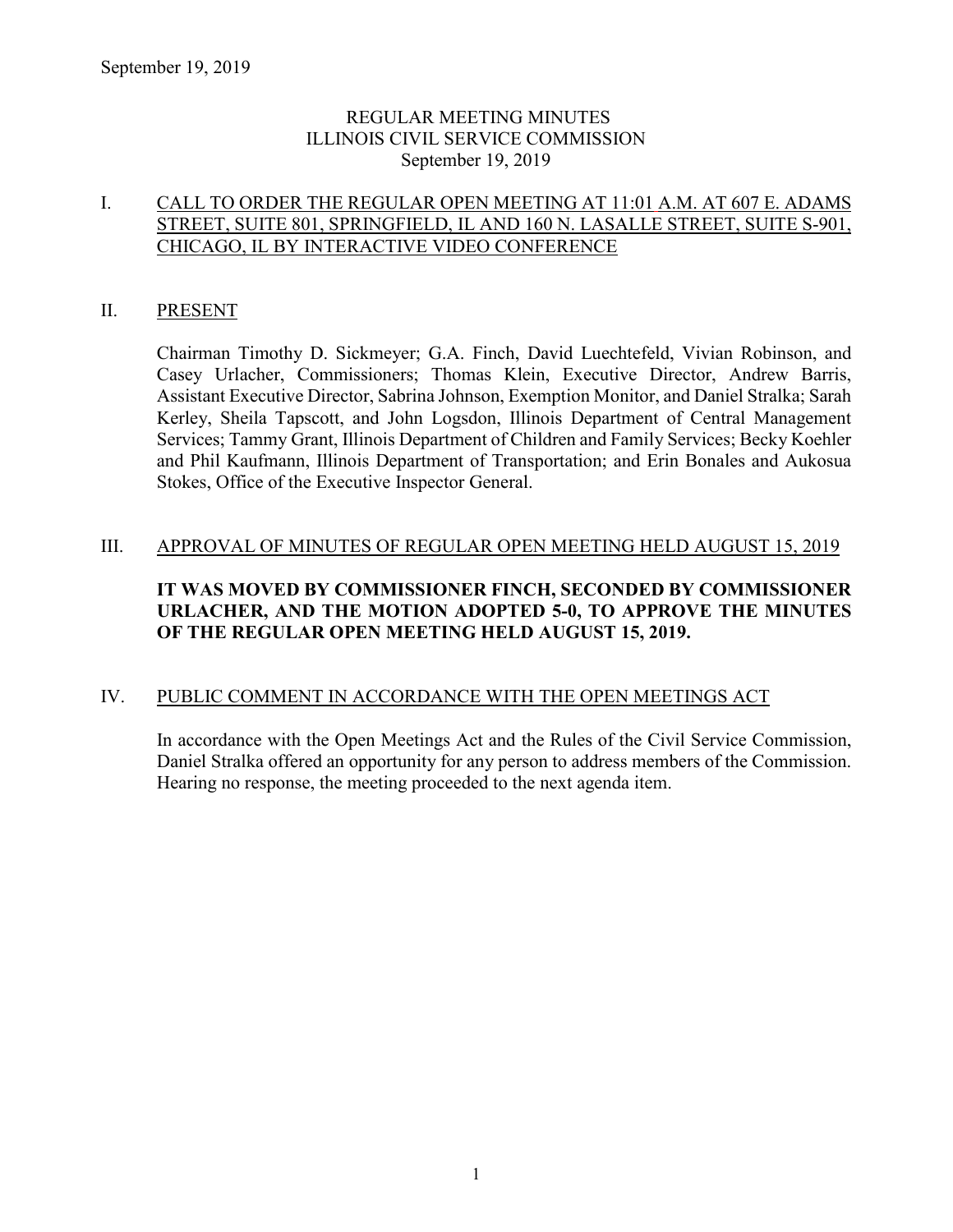# REGULAR MEETING MINUTES
# ILLINOIS CIVIL SERVICE COMMISSION
# September 19, 2019

## I. CALL TO ORDER THE REGULAR OPEN MEETING AT 11:01 A.M. AT 607 E. ADAMS STREET, SUITE 801, SPRINGFIELD, IL AND 160 N. LASALLE STREET, SUITE S-901, CHICAGO, IL BY INTERACTIVE VIDEO CONFERENCE

## II. PRESENT

Chairman Timothy D. Sickmeyer; G.A. Finch, David Luechtefeld, Vivian Robinson, and Casey Urlacher, Commissioners; Thomas Klein, Executive Director, Andrew Barris, Assistant Executive Director, Sabrina Johnson, Exemption Monitor, and Daniel Stralka; Sarah Kerley, Sheila Tapscott, and John Logsdon, Illinois Department of Central Management Services; Tammy Grant, Illinois Department of Children and Family Services; Becky Koehler and Phil Kaufmann, Illinois Department of Transportation; and Erin Bonales and Aukosua Stokes, Office of the Executive Inspector General.

## III. APPROVAL OF MINUTES OF REGULAR OPEN MEETING HELD AUGUST 15, 2019

**IT WAS MOVED BY COMMISSIONER FINCH, SECONDED BY COMMISSIONER URLACHER, AND THE MOTION ADOPTED 5-0, TO APPROVE THE MINUTES OF THE REGULAR OPEN MEETING HELD AUGUST 15, 2019.**

## IV. PUBLIC COMMENT IN ACCORDANCE WITH THE OPEN MEETINGS ACT

In accordance with the Open Meetings Act and the Rules of the Civil Service Commission, Daniel Stralka offered an opportunity for any person to address members of the Commission. Hearing no response, the meeting proceeded to the next agenda item.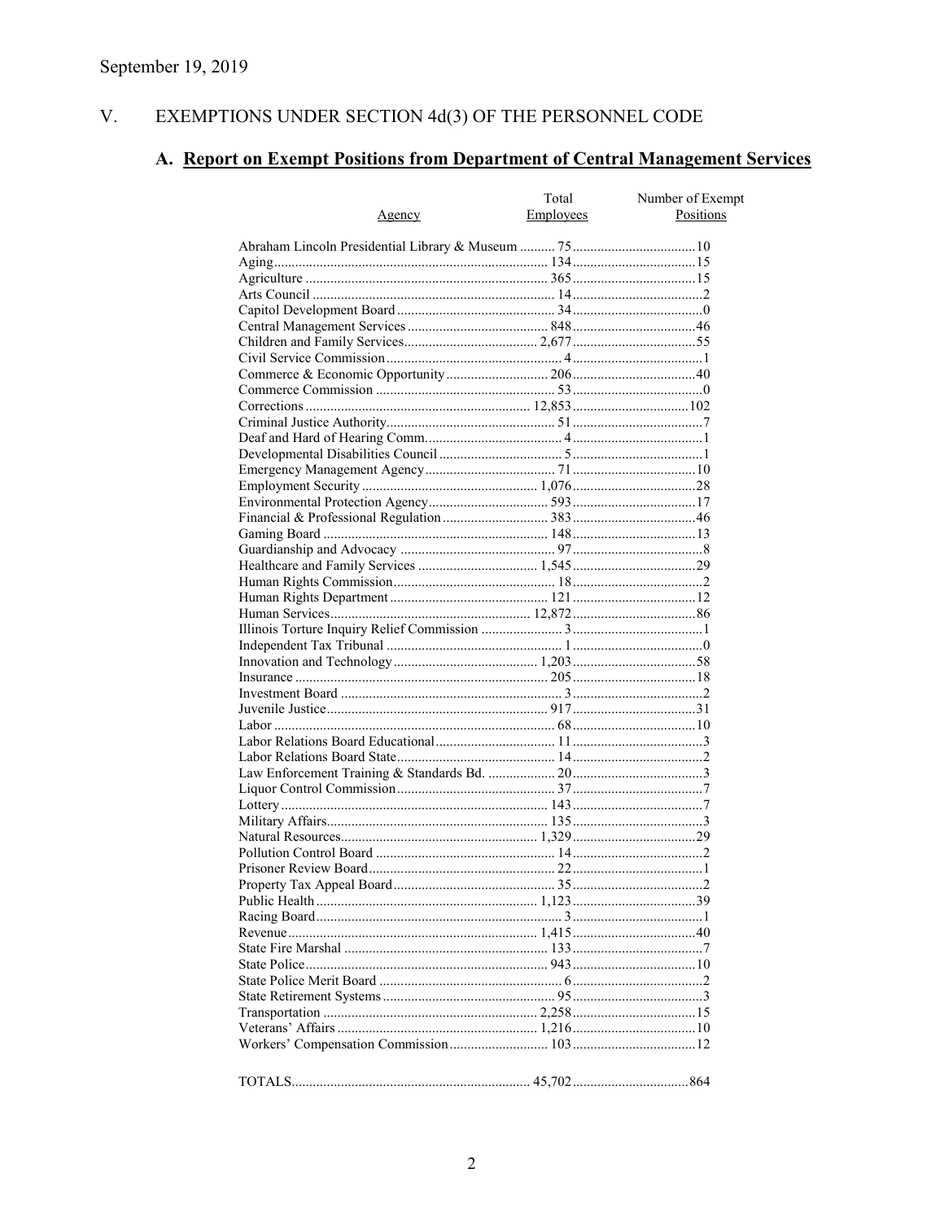September 19, 2019

## V. EXEMPTIONS UNDER SECTION 4d(3) OF THE PERSONNEL CODE

### A. Report on Exempt Positions from Department of Central Management Services

| Agency | Total Employees | Number of Exempt Positions |
|---|---|---|
| Abraham Lincoln Presidential Library & Museum | 75 | 10 |
| Aging | 134 | 15 |
| Agriculture | 365 | 15 |
| Arts Council | 14 | 2 |
| Capitol Development Board | 34 | 0 |
| Central Management Services | 848 | 46 |
| Children and Family Services | 2,677 | 55 |
| Civil Service Commission | 4 | 1 |
| Commerce & Economic Opportunity | 206 | 40 |
| Commerce Commission | 53 | 0 |
| Corrections | 12,853 | 102 |
| Criminal Justice Authority | 51 | 7 |
| Deaf and Hard of Hearing Comm. | 4 | 1 |
| Developmental Disabilities Council | 5 | 1 |
| Emergency Management Agency | 71 | 10 |
| Employment Security | 1,076 | 28 |
| Environmental Protection Agency | 593 | 17 |
| Financial & Professional Regulation | 383 | 46 |
| Gaming Board | 148 | 13 |
| Guardianship and Advocacy | 97 | 8 |
| Healthcare and Family Services | 1,545 | 29 |
| Human Rights Commission | 18 | 2 |
| Human Rights Department | 121 | 12 |
| Human Services | 12,872 | 86 |
| Illinois Torture Inquiry Relief Commission | 3 | 1 |
| Independent Tax Tribunal | 1 | 0 |
| Innovation and Technology | 1,203 | 58 |
| Insurance | 205 | 18 |
| Investment Board | 3 | 2 |
| Juvenile Justice | 917 | 31 |
| Labor | 68 | 10 |
| Labor Relations Board Educational | 11 | 3 |
| Labor Relations Board State | 14 | 2 |
| Law Enforcement Training & Standards Bd. | 20 | 3 |
| Liquor Control Commission | 37 | 7 |
| Lottery | 143 | 7 |
| Military Affairs | 135 | 3 |
| Natural Resources | 1,329 | 29 |
| Pollution Control Board | 14 | 2 |
| Prisoner Review Board | 22 | 1 |
| Property Tax Appeal Board | 35 | 2 |
| Public Health | 1,123 | 39 |
| Racing Board | 3 | 1 |
| Revenue | 1,415 | 40 |
| State Fire Marshal | 133 | 7 |
| State Police | 943 | 10 |
| State Police Merit Board | 6 | 2 |
| State Retirement Systems | 95 | 3 |
| Transportation | 2,258 | 15 |
| Veterans' Affairs | 1,216 | 10 |
| Workers' Compensation Commission | 103 | 12 |
| TOTALS | 45,702 | 864 |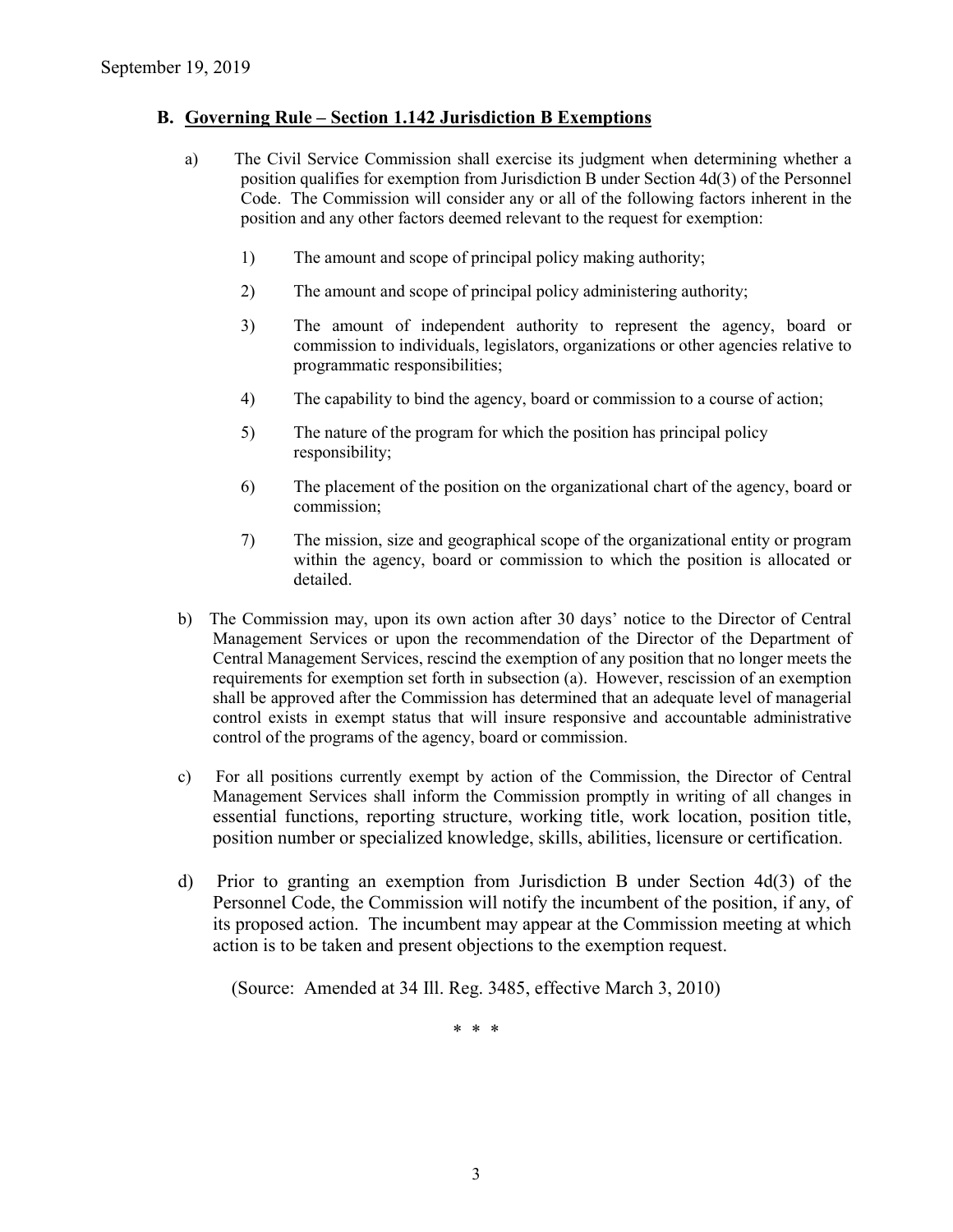## B. Governing Rule – Section 1.142 Jurisdiction B Exemptions

a) The Civil Service Commission shall exercise its judgment when determining whether a position qualifies for exemption from Jurisdiction B under Section 4d(3) of the Personnel Code. The Commission will consider any or all of the following factors inherent in the position and any other factors deemed relevant to the request for exemption:

1) The amount and scope of principal policy making authority;

2) The amount and scope of principal policy administering authority;

3) The amount of independent authority to represent the agency, board or commission to individuals, legislators, organizations or other agencies relative to programmatic responsibilities;

4) The capability to bind the agency, board or commission to a course of action;

5) The nature of the program for which the position has principal policy responsibility;

6) The placement of the position on the organizational chart of the agency, board or commission;

7) The mission, size and geographical scope of the organizational entity or program within the agency, board or commission to which the position is allocated or detailed.

b) The Commission may, upon its own action after 30 days' notice to the Director of Central Management Services or upon the recommendation of the Director of the Department of Central Management Services, rescind the exemption of any position that no longer meets the requirements for exemption set forth in subsection (a). However, rescission of an exemption shall be approved after the Commission has determined that an adequate level of managerial control exists in exempt status that will insure responsive and accountable administrative control of the programs of the agency, board or commission.

c) For all positions currently exempt by action of the Commission, the Director of Central Management Services shall inform the Commission promptly in writing of all changes in essential functions, reporting structure, working title, work location, position title, position number or specialized knowledge, skills, abilities, licensure or certification.

d) Prior to granting an exemption from Jurisdiction B under Section 4d(3) of the Personnel Code, the Commission will notify the incumbent of the position, if any, of its proposed action. The incumbent may appear at the Commission meeting at which action is to be taken and present objections to the exemption request.

(Source: Amended at 34 Ill. Reg. 3485, effective March 3, 2010)

\* \* \*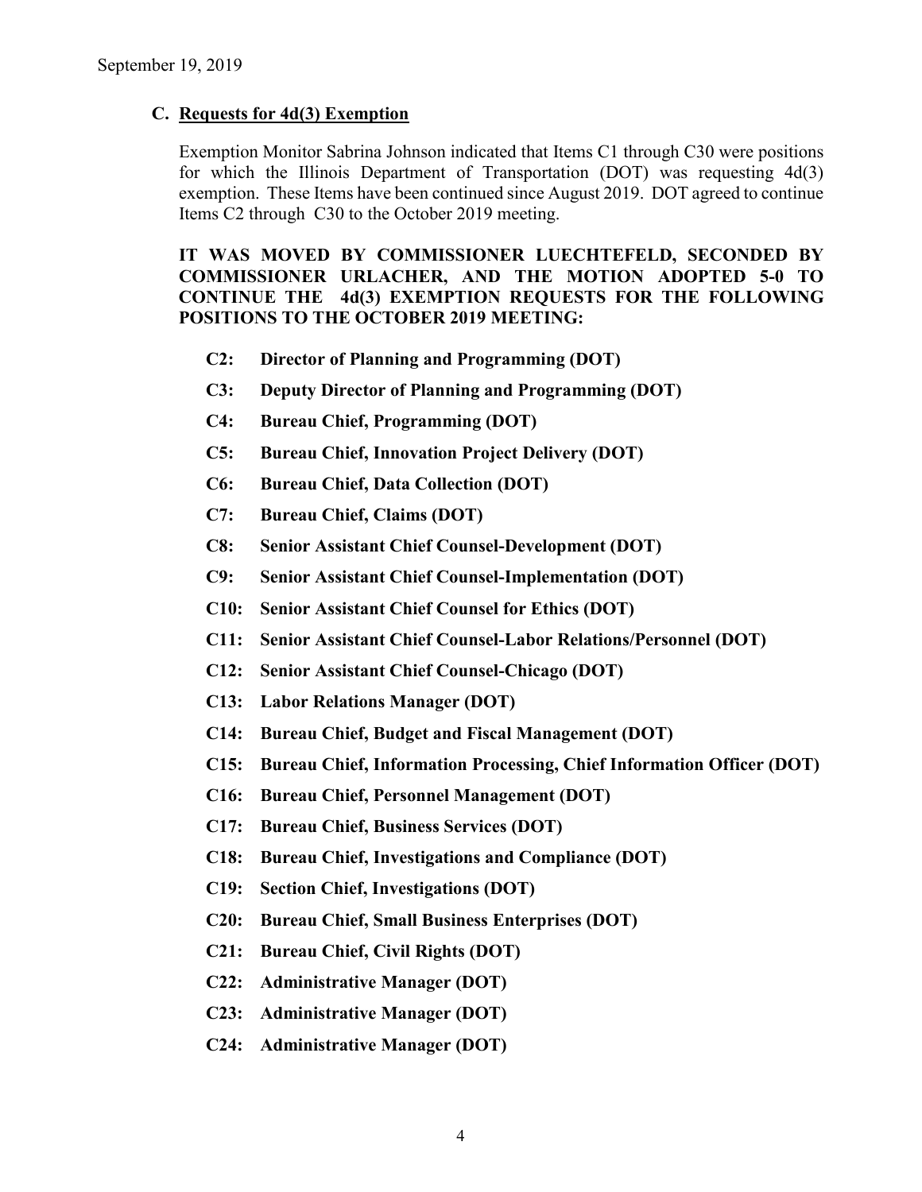September 19, 2019

### C. Requests for 4d(3) Exemption

Exemption Monitor Sabrina Johnson indicated that Items C1 through C30 were positions for which the Illinois Department of Transportation (DOT) was requesting 4d(3) exemption. These Items have been continued since August 2019. DOT agreed to continue Items C2 through C30 to the October 2019 meeting.

**IT WAS MOVED BY COMMISSIONER LUECHTEFELD, SECONDED BY COMMISSIONER URLACHER, AND THE MOTION ADOPTED 5-0 TO CONTINUE THE 4d(3) EXEMPTION REQUESTS FOR THE FOLLOWING POSITIONS TO THE OCTOBER 2019 MEETING:**

- **C2: Director of Planning and Programming (DOT)**
- **C3: Deputy Director of Planning and Programming (DOT)**
- **C4: Bureau Chief, Programming (DOT)**
- **C5: Bureau Chief, Innovation Project Delivery (DOT)**
- **C6: Bureau Chief, Data Collection (DOT)**
- **C7: Bureau Chief, Claims (DOT)**
- **C8: Senior Assistant Chief Counsel-Development (DOT)**
- **C9: Senior Assistant Chief Counsel-Implementation (DOT)**
- **C10: Senior Assistant Chief Counsel for Ethics (DOT)**
- **C11: Senior Assistant Chief Counsel-Labor Relations/Personnel (DOT)**
- **C12: Senior Assistant Chief Counsel-Chicago (DOT)**
- **C13: Labor Relations Manager (DOT)**
- **C14: Bureau Chief, Budget and Fiscal Management (DOT)**
- **C15: Bureau Chief, Information Processing, Chief Information Officer (DOT)**
- **C16: Bureau Chief, Personnel Management (DOT)**
- **C17: Bureau Chief, Business Services (DOT)**
- **C18: Bureau Chief, Investigations and Compliance (DOT)**
- **C19: Section Chief, Investigations (DOT)**
- **C20: Bureau Chief, Small Business Enterprises (DOT)**
- **C21: Bureau Chief, Civil Rights (DOT)**
- **C22: Administrative Manager (DOT)**
- **C23: Administrative Manager (DOT)**
- **C24: Administrative Manager (DOT)**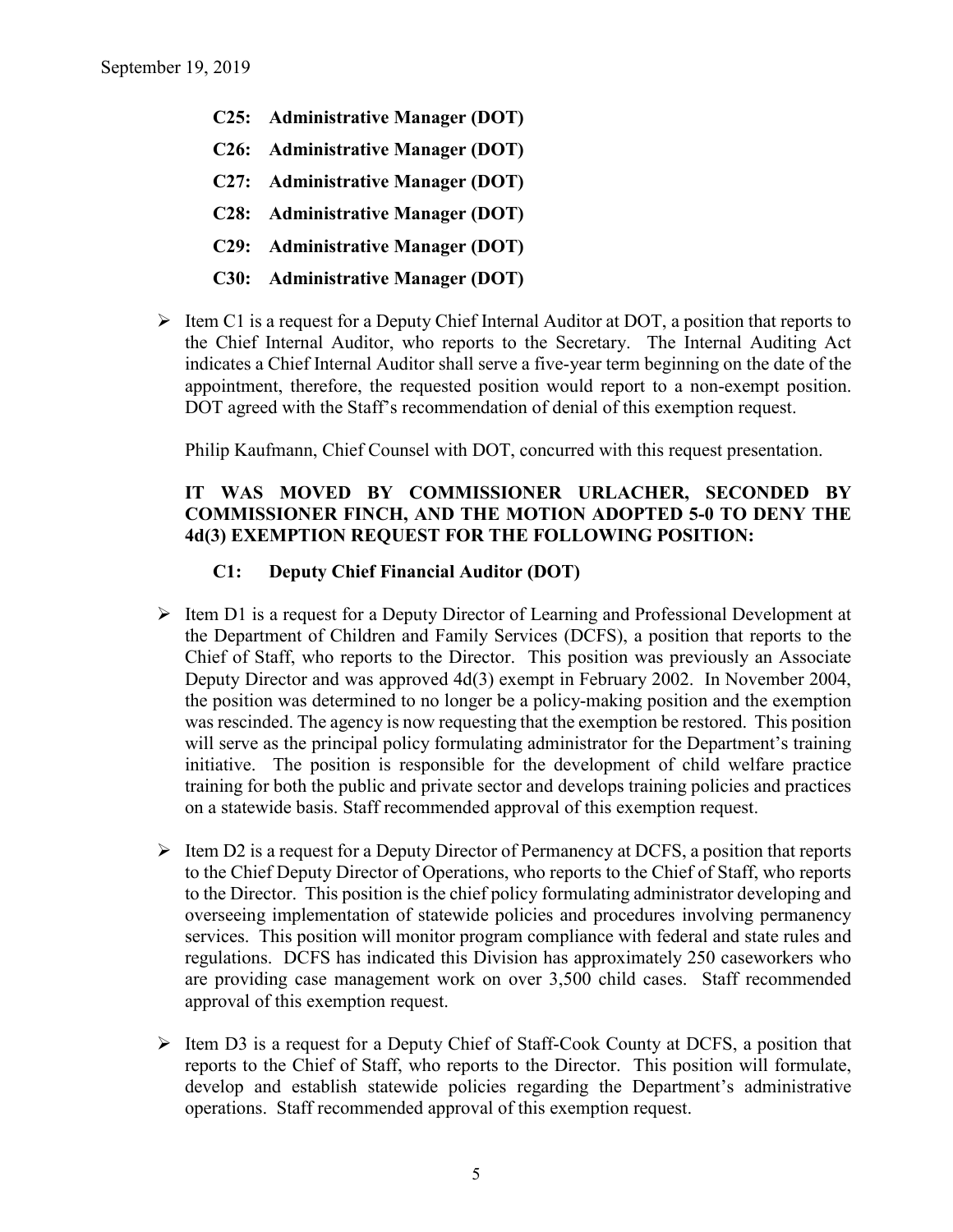**C25: Administrative Manager (DOT)**

**C26: Administrative Manager (DOT)**

**C27: Administrative Manager (DOT)**

**C28: Administrative Manager (DOT)**

**C29: Administrative Manager (DOT)**

**C30: Administrative Manager (DOT)**

- Item C1 is a request for a Deputy Chief Internal Auditor at DOT, a position that reports to the Chief Internal Auditor, who reports to the Secretary. The Internal Auditing Act indicates a Chief Internal Auditor shall serve a five-year term beginning on the date of the appointment, therefore, the requested position would report to a non-exempt position. DOT agreed with the Staff's recommendation of denial of this exemption request.

  Philip Kaufmann, Chief Counsel with DOT, concurred with this request presentation.

  **IT WAS MOVED BY COMMISSIONER URLACHER, SECONDED BY COMMISSIONER FINCH, AND THE MOTION ADOPTED 5-0 TO DENY THE 4d(3) EXEMPTION REQUEST FOR THE FOLLOWING POSITION:**

  **C1: Deputy Chief Financial Auditor (DOT)**

- Item D1 is a request for a Deputy Director of Learning and Professional Development at the Department of Children and Family Services (DCFS), a position that reports to the Chief of Staff, who reports to the Director. This position was previously an Associate Deputy Director and was approved 4d(3) exempt in February 2002. In November 2004, the position was determined to no longer be a policy-making position and the exemption was rescinded. The agency is now requesting that the exemption be restored. This position will serve as the principal policy formulating administrator for the Department's training initiative. The position is responsible for the development of child welfare practice training for both the public and private sector and develops training policies and practices on a statewide basis. Staff recommended approval of this exemption request.

- Item D2 is a request for a Deputy Director of Permanency at DCFS, a position that reports to the Chief Deputy Director of Operations, who reports to the Chief of Staff, who reports to the Director. This position is the chief policy formulating administrator developing and overseeing implementation of statewide policies and procedures involving permanency services. This position will monitor program compliance with federal and state rules and regulations. DCFS has indicated this Division has approximately 250 caseworkers who are providing case management work on over 3,500 child cases. Staff recommended approval of this exemption request.

- Item D3 is a request for a Deputy Chief of Staff-Cook County at DCFS, a position that reports to the Chief of Staff, who reports to the Director. This position will formulate, develop and establish statewide policies regarding the Department's administrative operations. Staff recommended approval of this exemption request.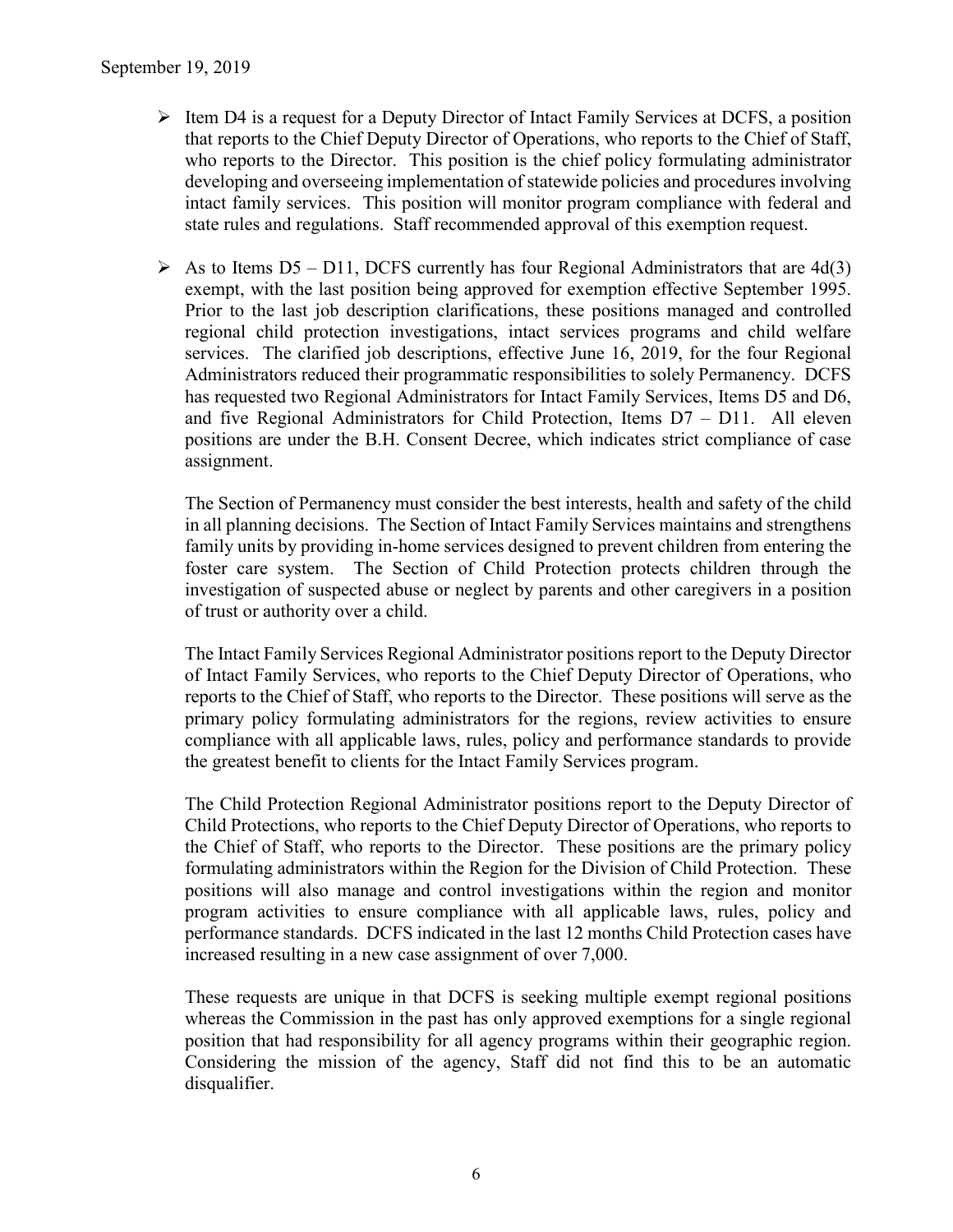- Item D4 is a request for a Deputy Director of Intact Family Services at DCFS, a position that reports to the Chief Deputy Director of Operations, who reports to the Chief of Staff, who reports to the Director. This position is the chief policy formulating administrator developing and overseeing implementation of statewide policies and procedures involving intact family services. This position will monitor program compliance with federal and state rules and regulations. Staff recommended approval of this exemption request.

- As to Items D5 – D11, DCFS currently has four Regional Administrators that are 4d(3) exempt, with the last position being approved for exemption effective September 1995. Prior to the last job description clarifications, these positions managed and controlled regional child protection investigations, intact services programs and child welfare services. The clarified job descriptions, effective June 16, 2019, for the four Regional Administrators reduced their programmatic responsibilities to solely Permanency. DCFS has requested two Regional Administrators for Intact Family Services, Items D5 and D6, and five Regional Administrators for Child Protection, Items D7 – D11. All eleven positions are under the B.H. Consent Decree, which indicates strict compliance of case assignment.

  The Section of Permanency must consider the best interests, health and safety of the child in all planning decisions. The Section of Intact Family Services maintains and strengthens family units by providing in-home services designed to prevent children from entering the foster care system. The Section of Child Protection protects children through the investigation of suspected abuse or neglect by parents and other caregivers in a position of trust or authority over a child.

  The Intact Family Services Regional Administrator positions report to the Deputy Director of Intact Family Services, who reports to the Chief Deputy Director of Operations, who reports to the Chief of Staff, who reports to the Director. These positions will serve as the primary policy formulating administrators for the regions, review activities to ensure compliance with all applicable laws, rules, policy and performance standards to provide the greatest benefit to clients for the Intact Family Services program.

  The Child Protection Regional Administrator positions report to the Deputy Director of Child Protections, who reports to the Chief Deputy Director of Operations, who reports to the Chief of Staff, who reports to the Director. These positions are the primary policy formulating administrators within the Region for the Division of Child Protection. These positions will also manage and control investigations within the region and monitor program activities to ensure compliance with all applicable laws, rules, policy and performance standards. DCFS indicated in the last 12 months Child Protection cases have increased resulting in a new case assignment of over 7,000.

  These requests are unique in that DCFS is seeking multiple exempt regional positions whereas the Commission in the past has only approved exemptions for a single regional position that had responsibility for all agency programs within their geographic region. Considering the mission of the agency, Staff did not find this to be an automatic disqualifier.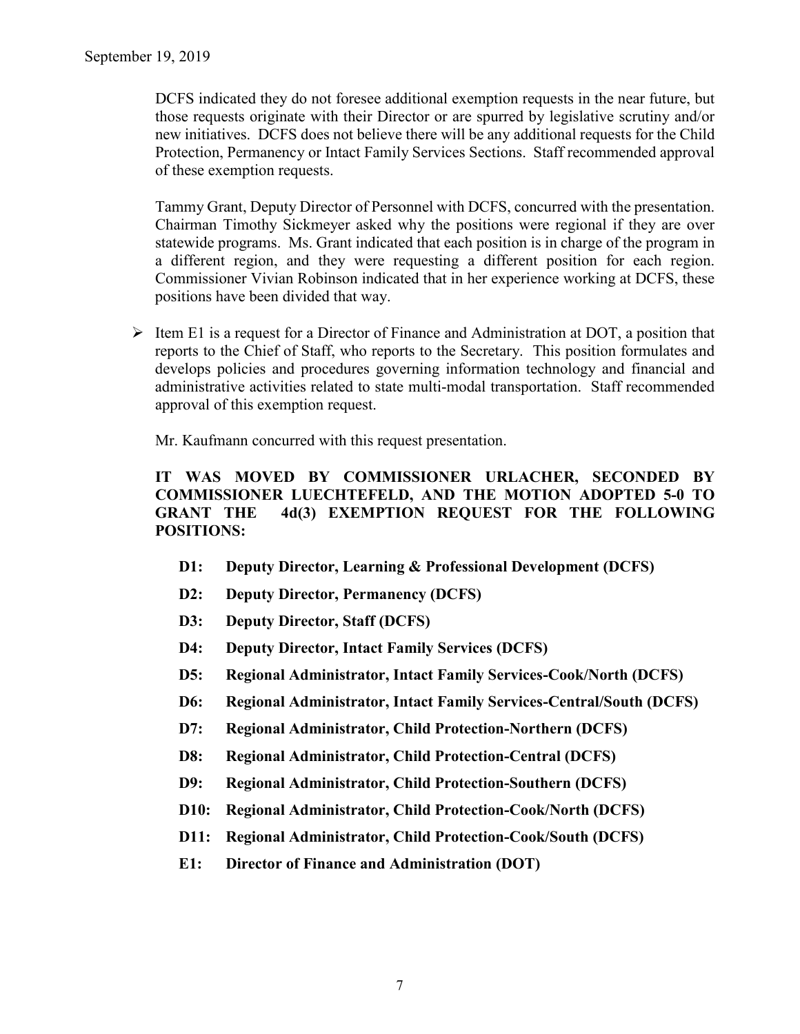DCFS indicated they do not foresee additional exemption requests in the near future, but those requests originate with their Director or are spurred by legislative scrutiny and/or new initiatives. DCFS does not believe there will be any additional requests for the Child Protection, Permanency or Intact Family Services Sections. Staff recommended approval of these exemption requests.

Tammy Grant, Deputy Director of Personnel with DCFS, concurred with the presentation. Chairman Timothy Sickmeyer asked why the positions were regional if they are over statewide programs. Ms. Grant indicated that each position is in charge of the program in a different region, and they were requesting a different position for each region. Commissioner Vivian Robinson indicated that in her experience working at DCFS, these positions have been divided that way.

- Item E1 is a request for a Director of Finance and Administration at DOT, a position that reports to the Chief of Staff, who reports to the Secretary. This position formulates and develops policies and procedures governing information technology and financial and administrative activities related to state multi-modal transportation. Staff recommended approval of this exemption request.

  Mr. Kaufmann concurred with this request presentation.

  **IT WAS MOVED BY COMMISSIONER URLACHER, SECONDED BY COMMISSIONER LUECHTEFELD, AND THE MOTION ADOPTED 5-0 TO GRANT THE 4d(3) EXEMPTION REQUEST FOR THE FOLLOWING POSITIONS:**

  - **D1: Deputy Director, Learning & Professional Development (DCFS)**
  - **D2: Deputy Director, Permanency (DCFS)**
  - **D3: Deputy Director, Staff (DCFS)**
  - **D4: Deputy Director, Intact Family Services (DCFS)**
  - **D5: Regional Administrator, Intact Family Services-Cook/North (DCFS)**
  - **D6: Regional Administrator, Intact Family Services-Central/South (DCFS)**
  - **D7: Regional Administrator, Child Protection-Northern (DCFS)**
  - **D8: Regional Administrator, Child Protection-Central (DCFS)**
  - **D9: Regional Administrator, Child Protection-Southern (DCFS)**
  - **D10: Regional Administrator, Child Protection-Cook/North (DCFS)**
  - **D11: Regional Administrator, Child Protection-Cook/South (DCFS)**
  - **E1: Director of Finance and Administration (DOT)**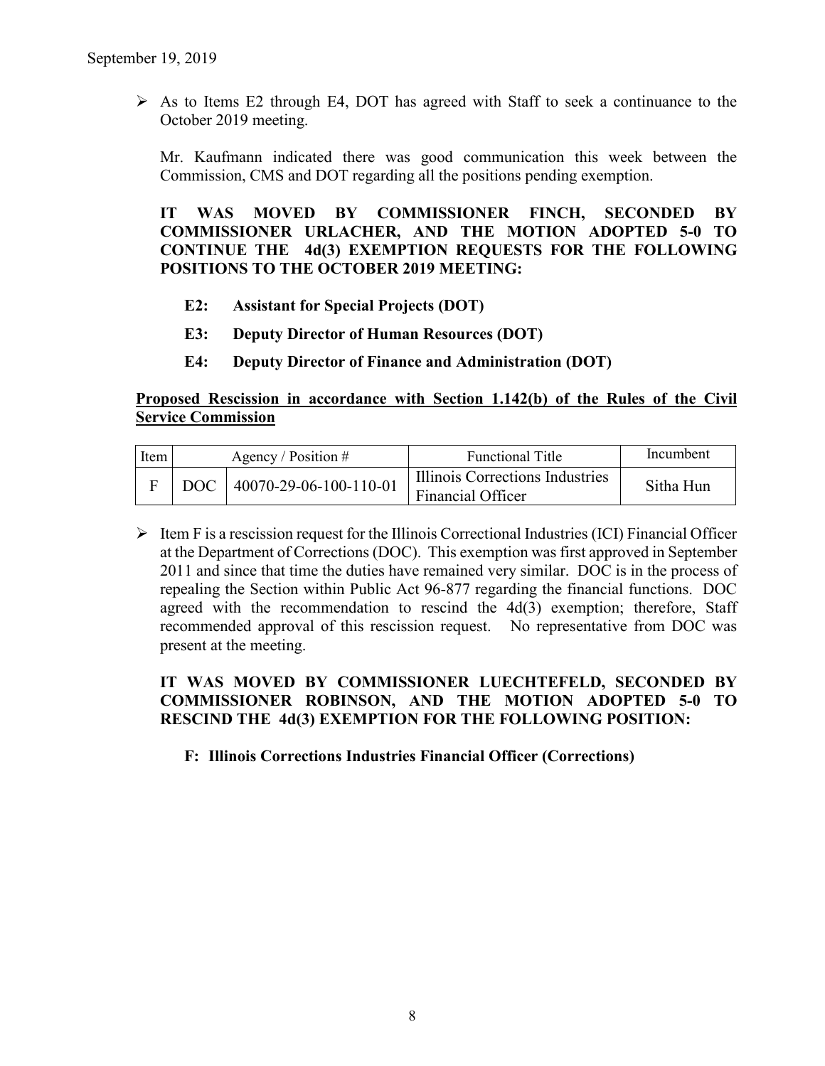- As to Items E2 through E4, DOT has agreed with Staff to seek a continuance to the October 2019 meeting.

  Mr. Kaufmann indicated there was good communication this week between the Commission, CMS and DOT regarding all the positions pending exemption.

  **IT WAS MOVED BY COMMISSIONER FINCH, SECONDED BY COMMISSIONER URLACHER, AND THE MOTION ADOPTED 5-0 TO CONTINUE THE 4d(3) EXEMPTION REQUESTS FOR THE FOLLOWING POSITIONS TO THE OCTOBER 2019 MEETING:**

  - **E2: Assistant for Special Projects (DOT)**
  - **E3: Deputy Director of Human Resources (DOT)**
  - **E4: Deputy Director of Finance and Administration (DOT)**

**Proposed Rescission in accordance with Section 1.142(b) of the Rules of the Civil Service Commission**

| Item | Agency / Position # | | Functional Title | Incumbent |
|---|---|---|---|---|
| F | DOC | 40070-29-06-100-110-01 | Illinois Corrections Industries Financial Officer | Sitha Hun |

- Item F is a rescission request for the Illinois Correctional Industries (ICI) Financial Officer at the Department of Corrections (DOC). This exemption was first approved in September 2011 and since that time the duties have remained very similar. DOC is in the process of repealing the Section within Public Act 96-877 regarding the financial functions. DOC agreed with the recommendation to rescind the 4d(3) exemption; therefore, Staff recommended approval of this rescission request. No representative from DOC was present at the meeting.

  **IT WAS MOVED BY COMMISSIONER LUECHTEFELD, SECONDED BY COMMISSIONER ROBINSON, AND THE MOTION ADOPTED 5-0 TO RESCIND THE 4d(3) EXEMPTION FOR THE FOLLOWING POSITION:**

  **F: Illinois Corrections Industries Financial Officer (Corrections)**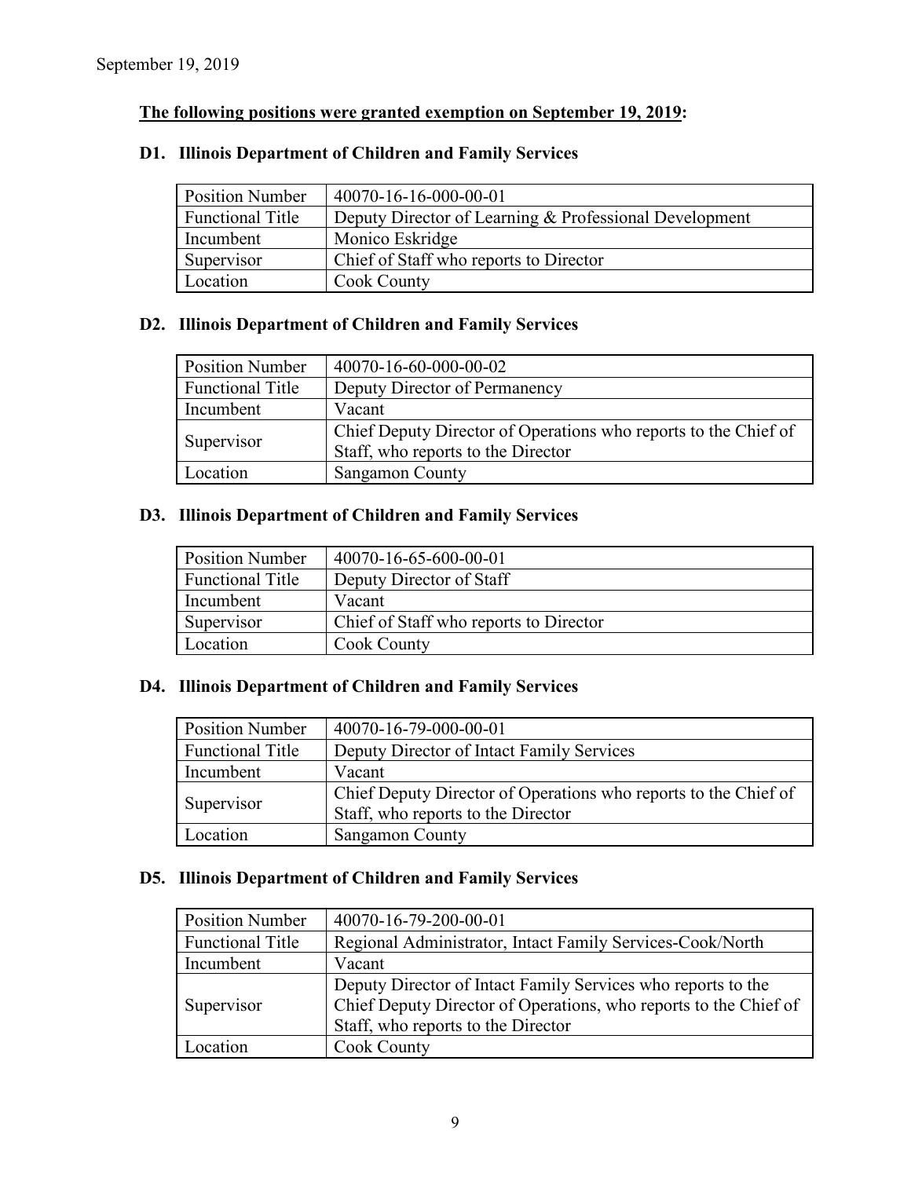September 19, 2019

**<u>The following positions were granted exemption on September 19, 2019</u>:**

### D1. Illinois Department of Children and Family Services

| Position Number | 40070-16-16-000-00-01 |
|---|---|
| Functional Title | Deputy Director of Learning & Professional Development |
| Incumbent | Monico Eskridge |
| Supervisor | Chief of Staff who reports to Director |
| Location | Cook County |

### D2. Illinois Department of Children and Family Services

| Position Number | 40070-16-60-000-00-02 |
|---|---|
| Functional Title | Deputy Director of Permanency |
| Incumbent | Vacant |
| Supervisor | Chief Deputy Director of Operations who reports to the Chief of Staff, who reports to the Director |
| Location | Sangamon County |

### D3. Illinois Department of Children and Family Services

| Position Number | 40070-16-65-600-00-01 |
|---|---|
| Functional Title | Deputy Director of Staff |
| Incumbent | Vacant |
| Supervisor | Chief of Staff who reports to Director |
| Location | Cook County |

### D4. Illinois Department of Children and Family Services

| Position Number | 40070-16-79-000-00-01 |
|---|---|
| Functional Title | Deputy Director of Intact Family Services |
| Incumbent | Vacant |
| Supervisor | Chief Deputy Director of Operations who reports to the Chief of Staff, who reports to the Director |
| Location | Sangamon County |

### D5. Illinois Department of Children and Family Services

| Position Number | 40070-16-79-200-00-01 |
|---|---|
| Functional Title | Regional Administrator, Intact Family Services-Cook/North |
| Incumbent | Vacant |
| Supervisor | Deputy Director of Intact Family Services who reports to the Chief Deputy Director of Operations, who reports to the Chief of Staff, who reports to the Director |
| Location | Cook County |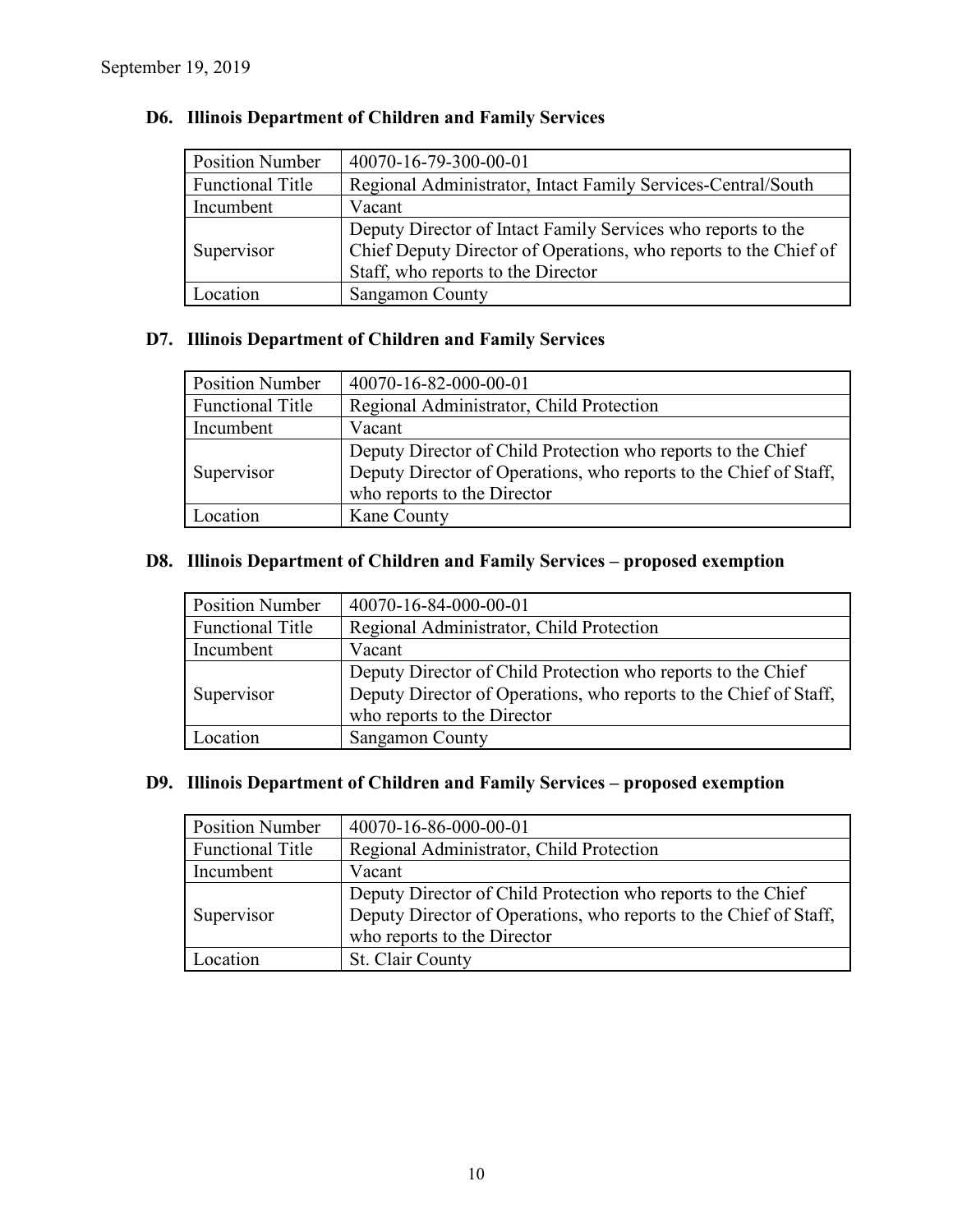September 19, 2019

### D6. Illinois Department of Children and Family Services

| Position Number | 40070-16-79-300-00-01 |
|---|---|
| Functional Title | Regional Administrator, Intact Family Services-Central/South |
| Incumbent | Vacant |
| Supervisor | Deputy Director of Intact Family Services who reports to the Chief Deputy Director of Operations, who reports to the Chief of Staff, who reports to the Director |
| Location | Sangamon County |

### D7. Illinois Department of Children and Family Services

| Position Number | 40070-16-82-000-00-01 |
|---|---|
| Functional Title | Regional Administrator, Child Protection |
| Incumbent | Vacant |
| Supervisor | Deputy Director of Child Protection who reports to the Chief Deputy Director of Operations, who reports to the Chief of Staff, who reports to the Director |
| Location | Kane County |

### D8. Illinois Department of Children and Family Services – proposed exemption

| Position Number | 40070-16-84-000-00-01 |
|---|---|
| Functional Title | Regional Administrator, Child Protection |
| Incumbent | Vacant |
| Supervisor | Deputy Director of Child Protection who reports to the Chief Deputy Director of Operations, who reports to the Chief of Staff, who reports to the Director |
| Location | Sangamon County |

### D9. Illinois Department of Children and Family Services – proposed exemption

| Position Number | 40070-16-86-000-00-01 |
|---|---|
| Functional Title | Regional Administrator, Child Protection |
| Incumbent | Vacant |
| Supervisor | Deputy Director of Child Protection who reports to the Chief Deputy Director of Operations, who reports to the Chief of Staff, who reports to the Director |
| Location | St. Clair County |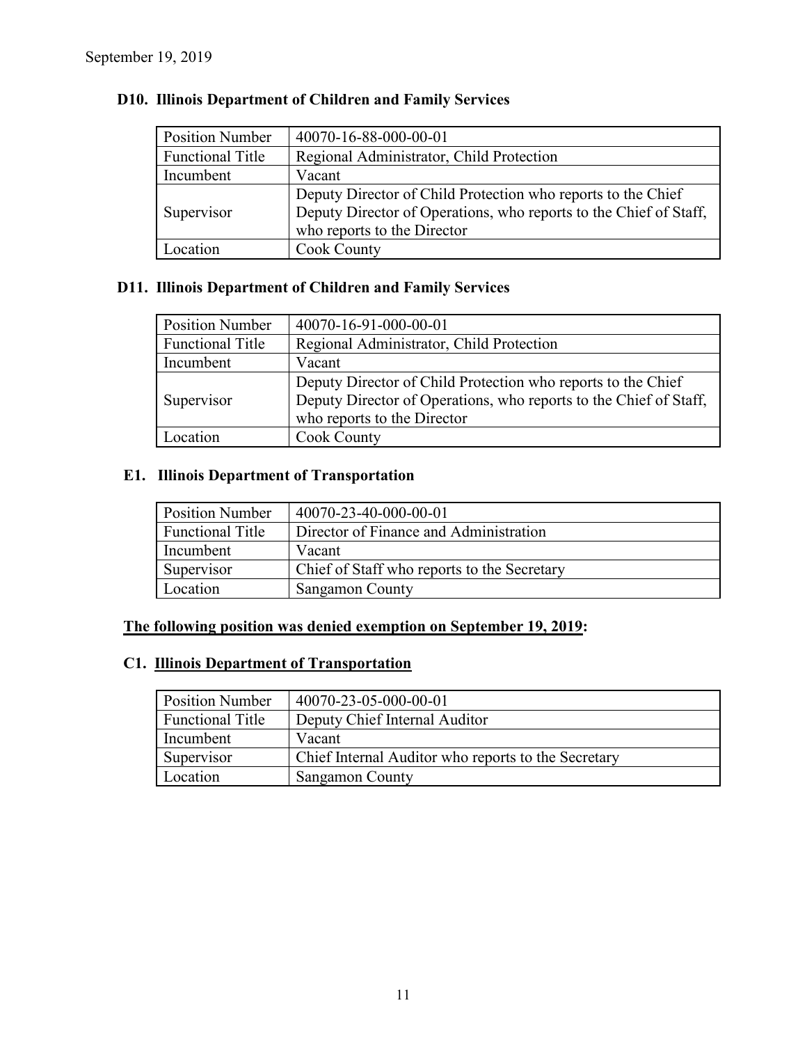September 19, 2019

### D10. Illinois Department of Children and Family Services

| Position Number | 40070-16-88-000-00-01 |
|---|---|
| Functional Title | Regional Administrator, Child Protection |
| Incumbent | Vacant |
| Supervisor | Deputy Director of Child Protection who reports to the Chief Deputy Director of Operations, who reports to the Chief of Staff, who reports to the Director |
| Location | Cook County |

### D11. Illinois Department of Children and Family Services

| Position Number | 40070-16-91-000-00-01 |
|---|---|
| Functional Title | Regional Administrator, Child Protection |
| Incumbent | Vacant |
| Supervisor | Deputy Director of Child Protection who reports to the Chief Deputy Director of Operations, who reports to the Chief of Staff, who reports to the Director |
| Location | Cook County |

### E1. Illinois Department of Transportation

| Position Number | 40070-23-40-000-00-01 |
|---|---|
| Functional Title | Director of Finance and Administration |
| Incumbent | Vacant |
| Supervisor | Chief of Staff who reports to the Secretary |
| Location | Sangamon County |

**The following position was denied exemption on September 19, 2019:**

### C1. Illinois Department of Transportation

| Position Number | 40070-23-05-000-00-01 |
|---|---|
| Functional Title | Deputy Chief Internal Auditor |
| Incumbent | Vacant |
| Supervisor | Chief Internal Auditor who reports to the Secretary |
| Location | Sangamon County |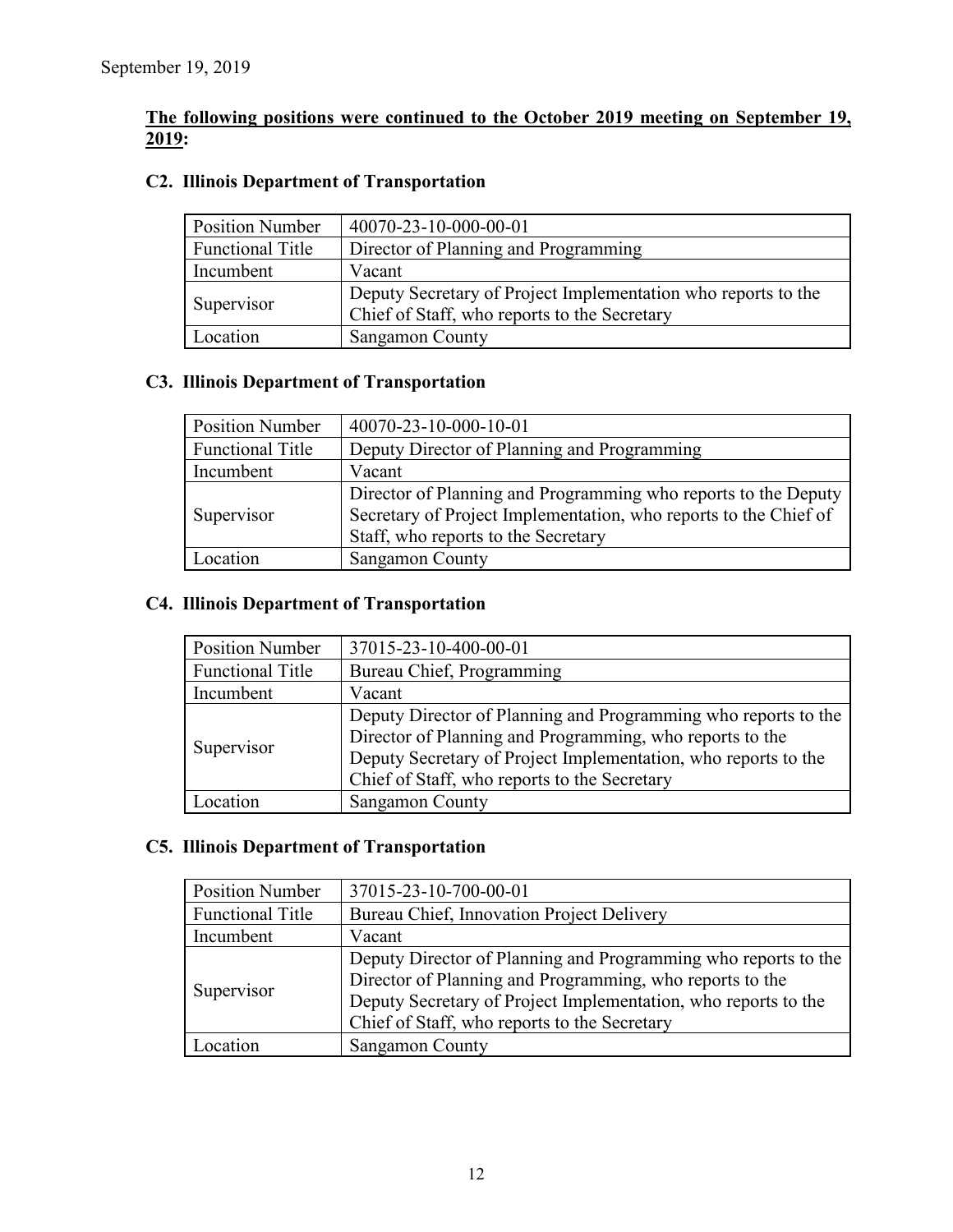September 19, 2019

**The following positions were continued to the October 2019 meeting on September 19, 2019:**

### C2. Illinois Department of Transportation

| Position Number | 40070-23-10-000-00-01 |
|---|---|
| Functional Title | Director of Planning and Programming |
| Incumbent | Vacant |
| Supervisor | Deputy Secretary of Project Implementation who reports to the Chief of Staff, who reports to the Secretary |
| Location | Sangamon County |

### C3. Illinois Department of Transportation

| Position Number | 40070-23-10-000-10-01 |
|---|---|
| Functional Title | Deputy Director of Planning and Programming |
| Incumbent | Vacant |
| Supervisor | Director of Planning and Programming who reports to the Deputy Secretary of Project Implementation, who reports to the Chief of Staff, who reports to the Secretary |
| Location | Sangamon County |

### C4. Illinois Department of Transportation

| Position Number | 37015-23-10-400-00-01 |
|---|---|
| Functional Title | Bureau Chief, Programming |
| Incumbent | Vacant |
| Supervisor | Deputy Director of Planning and Programming who reports to the Director of Planning and Programming, who reports to the Deputy Secretary of Project Implementation, who reports to the Chief of Staff, who reports to the Secretary |
| Location | Sangamon County |

### C5. Illinois Department of Transportation

| Position Number | 37015-23-10-700-00-01 |
|---|---|
| Functional Title | Bureau Chief, Innovation Project Delivery |
| Incumbent | Vacant |
| Supervisor | Deputy Director of Planning and Programming who reports to the Director of Planning and Programming, who reports to the Deputy Secretary of Project Implementation, who reports to the Chief of Staff, who reports to the Secretary |
| Location | Sangamon County |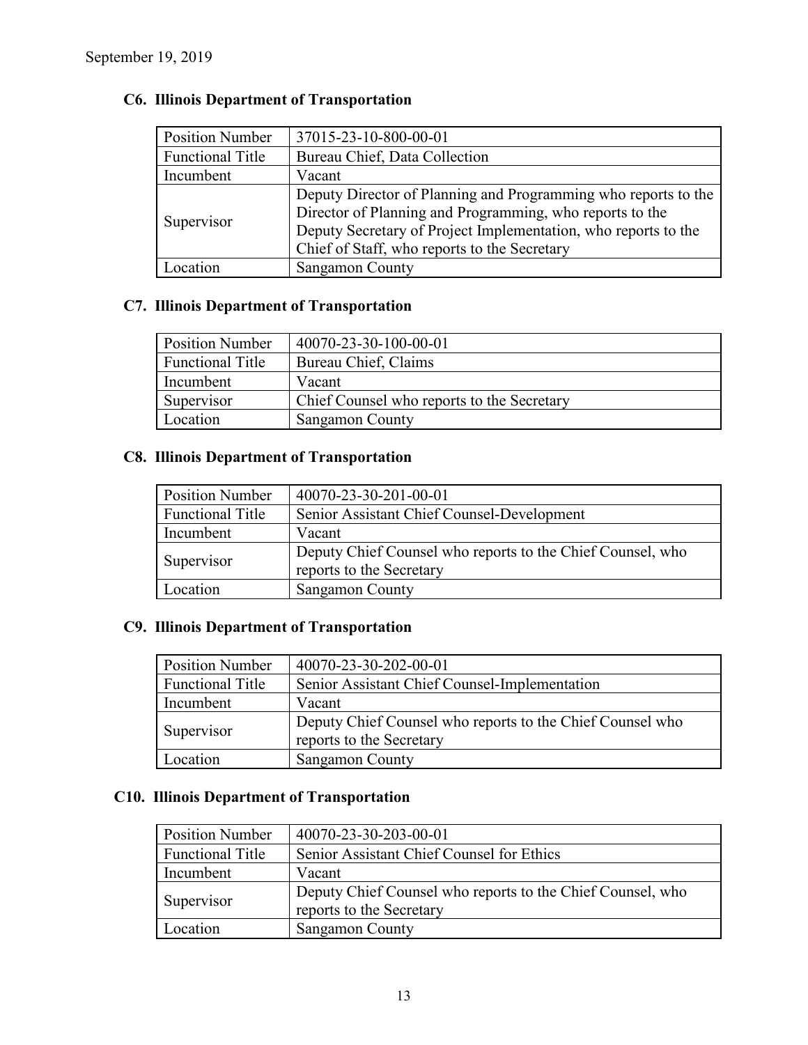### C6. Illinois Department of Transportation

| Position Number | 37015-23-10-800-00-01 |
|---|---|
| Functional Title | Bureau Chief, Data Collection |
| Incumbent | Vacant |
| Supervisor | Deputy Director of Planning and Programming who reports to the Director of Planning and Programming, who reports to the Deputy Secretary of Project Implementation, who reports to the Chief of Staff, who reports to the Secretary |
| Location | Sangamon County |

### C7. Illinois Department of Transportation

| Position Number | 40070-23-30-100-00-01 |
|---|---|
| Functional Title | Bureau Chief, Claims |
| Incumbent | Vacant |
| Supervisor | Chief Counsel who reports to the Secretary |
| Location | Sangamon County |

### C8. Illinois Department of Transportation

| Position Number | 40070-23-30-201-00-01 |
|---|---|
| Functional Title | Senior Assistant Chief Counsel-Development |
| Incumbent | Vacant |
| Supervisor | Deputy Chief Counsel who reports to the Chief Counsel, who reports to the Secretary |
| Location | Sangamon County |

### C9. Illinois Department of Transportation

| Position Number | 40070-23-30-202-00-01 |
|---|---|
| Functional Title | Senior Assistant Chief Counsel-Implementation |
| Incumbent | Vacant |
| Supervisor | Deputy Chief Counsel who reports to the Chief Counsel who reports to the Secretary |
| Location | Sangamon County |

### C10. Illinois Department of Transportation

| Position Number | 40070-23-30-203-00-01 |
|---|---|
| Functional Title | Senior Assistant Chief Counsel for Ethics |
| Incumbent | Vacant |
| Supervisor | Deputy Chief Counsel who reports to the Chief Counsel, who reports to the Secretary |
| Location | Sangamon County |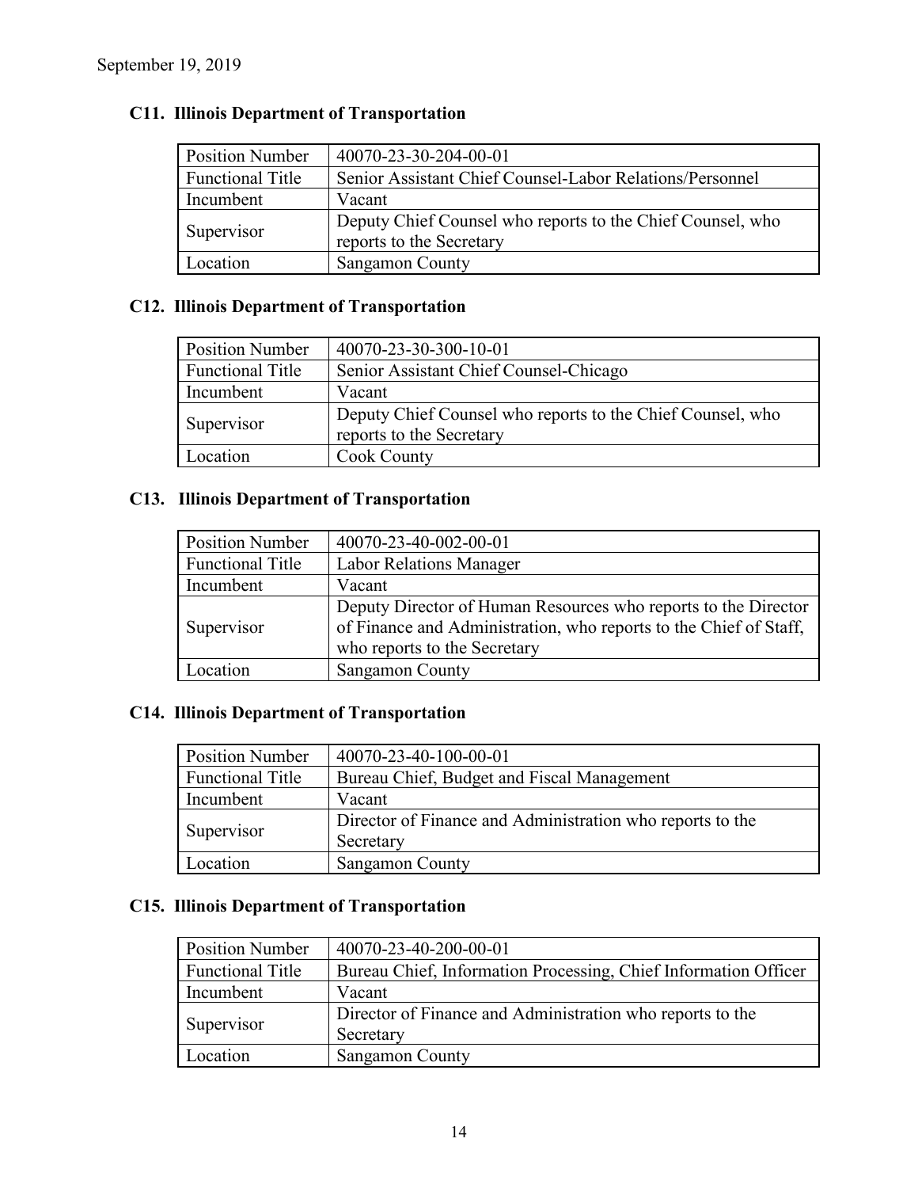September 19, 2019

### C11. Illinois Department of Transportation

| Position Number | 40070-23-30-204-00-01 |
|---|---|
| Functional Title | Senior Assistant Chief Counsel-Labor Relations/Personnel |
| Incumbent | Vacant |
| Supervisor | Deputy Chief Counsel who reports to the Chief Counsel, who reports to the Secretary |
| Location | Sangamon County |

### C12. Illinois Department of Transportation

| Position Number | 40070-23-30-300-10-01 |
|---|---|
| Functional Title | Senior Assistant Chief Counsel-Chicago |
| Incumbent | Vacant |
| Supervisor | Deputy Chief Counsel who reports to the Chief Counsel, who reports to the Secretary |
| Location | Cook County |

### C13. Illinois Department of Transportation

| Position Number | 40070-23-40-002-00-01 |
|---|---|
| Functional Title | Labor Relations Manager |
| Incumbent | Vacant |
| Supervisor | Deputy Director of Human Resources who reports to the Director of Finance and Administration, who reports to the Chief of Staff, who reports to the Secretary |
| Location | Sangamon County |

### C14. Illinois Department of Transportation

| Position Number | 40070-23-40-100-00-01 |
|---|---|
| Functional Title | Bureau Chief, Budget and Fiscal Management |
| Incumbent | Vacant |
| Supervisor | Director of Finance and Administration who reports to the Secretary |
| Location | Sangamon County |

### C15. Illinois Department of Transportation

| Position Number | 40070-23-40-200-00-01 |
|---|---|
| Functional Title | Bureau Chief, Information Processing, Chief Information Officer |
| Incumbent | Vacant |
| Supervisor | Director of Finance and Administration who reports to the Secretary |
| Location | Sangamon County |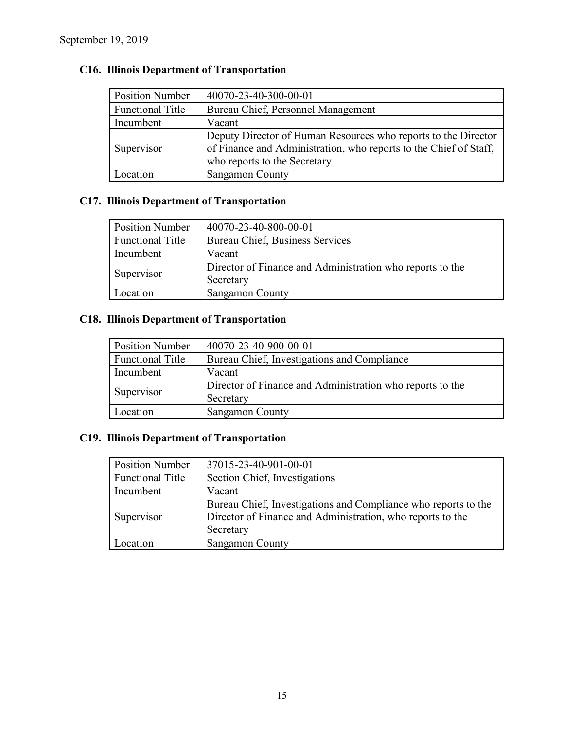### C16. Illinois Department of Transportation

| Position Number | 40070-23-40-300-00-01 |
|---|---|
| Functional Title | Bureau Chief, Personnel Management |
| Incumbent | Vacant |
| Supervisor | Deputy Director of Human Resources who reports to the Director of Finance and Administration, who reports to the Chief of Staff, who reports to the Secretary |
| Location | Sangamon County |

### C17. Illinois Department of Transportation

| Position Number | 40070-23-40-800-00-01 |
|---|---|
| Functional Title | Bureau Chief, Business Services |
| Incumbent | Vacant |
| Supervisor | Director of Finance and Administration who reports to the Secretary |
| Location | Sangamon County |

### C18. Illinois Department of Transportation

| Position Number | 40070-23-40-900-00-01 |
|---|---|
| Functional Title | Bureau Chief, Investigations and Compliance |
| Incumbent | Vacant |
| Supervisor | Director of Finance and Administration who reports to the Secretary |
| Location | Sangamon County |

### C19. Illinois Department of Transportation

| Position Number | 37015-23-40-901-00-01 |
|---|---|
| Functional Title | Section Chief, Investigations |
| Incumbent | Vacant |
| Supervisor | Bureau Chief, Investigations and Compliance who reports to the Director of Finance and Administration, who reports to the Secretary |
| Location | Sangamon County |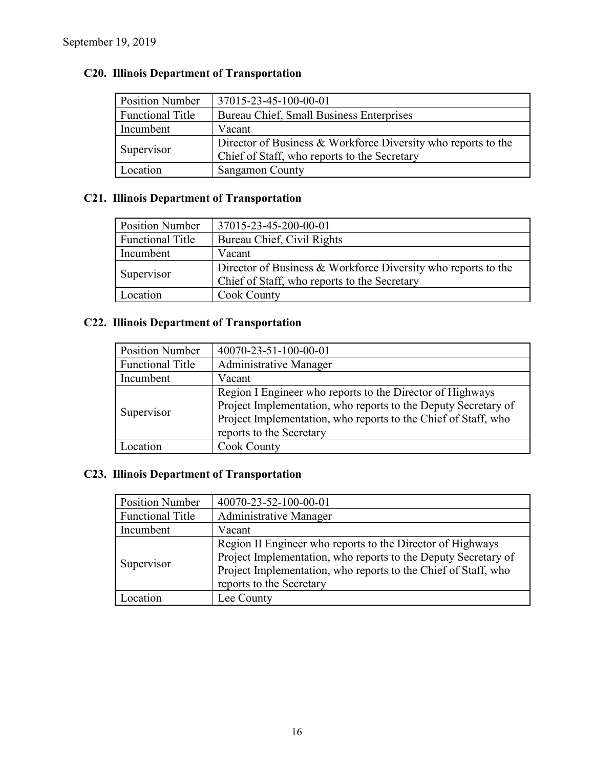September 19, 2019

### C20. Illinois Department of Transportation

| Position Number | 37015-23-45-100-00-01 |
|---|---|
| Functional Title | Bureau Chief, Small Business Enterprises |
| Incumbent | Vacant |
| Supervisor | Director of Business & Workforce Diversity who reports to the Chief of Staff, who reports to the Secretary |
| Location | Sangamon County |

### C21. Illinois Department of Transportation

| Position Number | 37015-23-45-200-00-01 |
|---|---|
| Functional Title | Bureau Chief, Civil Rights |
| Incumbent | Vacant |
| Supervisor | Director of Business & Workforce Diversity who reports to the Chief of Staff, who reports to the Secretary |
| Location | Cook County |

### C22. Illinois Department of Transportation

| Position Number | 40070-23-51-100-00-01 |
|---|---|
| Functional Title | Administrative Manager |
| Incumbent | Vacant |
| Supervisor | Region I Engineer who reports to the Director of Highways Project Implementation, who reports to the Deputy Secretary of Project Implementation, who reports to the Chief of Staff, who reports to the Secretary |
| Location | Cook County |

### C23. Illinois Department of Transportation

| Position Number | 40070-23-52-100-00-01 |
|---|---|
| Functional Title | Administrative Manager |
| Incumbent | Vacant |
| Supervisor | Region II Engineer who reports to the Director of Highways Project Implementation, who reports to the Deputy Secretary of Project Implementation, who reports to the Chief of Staff, who reports to the Secretary |
| Location | Lee County |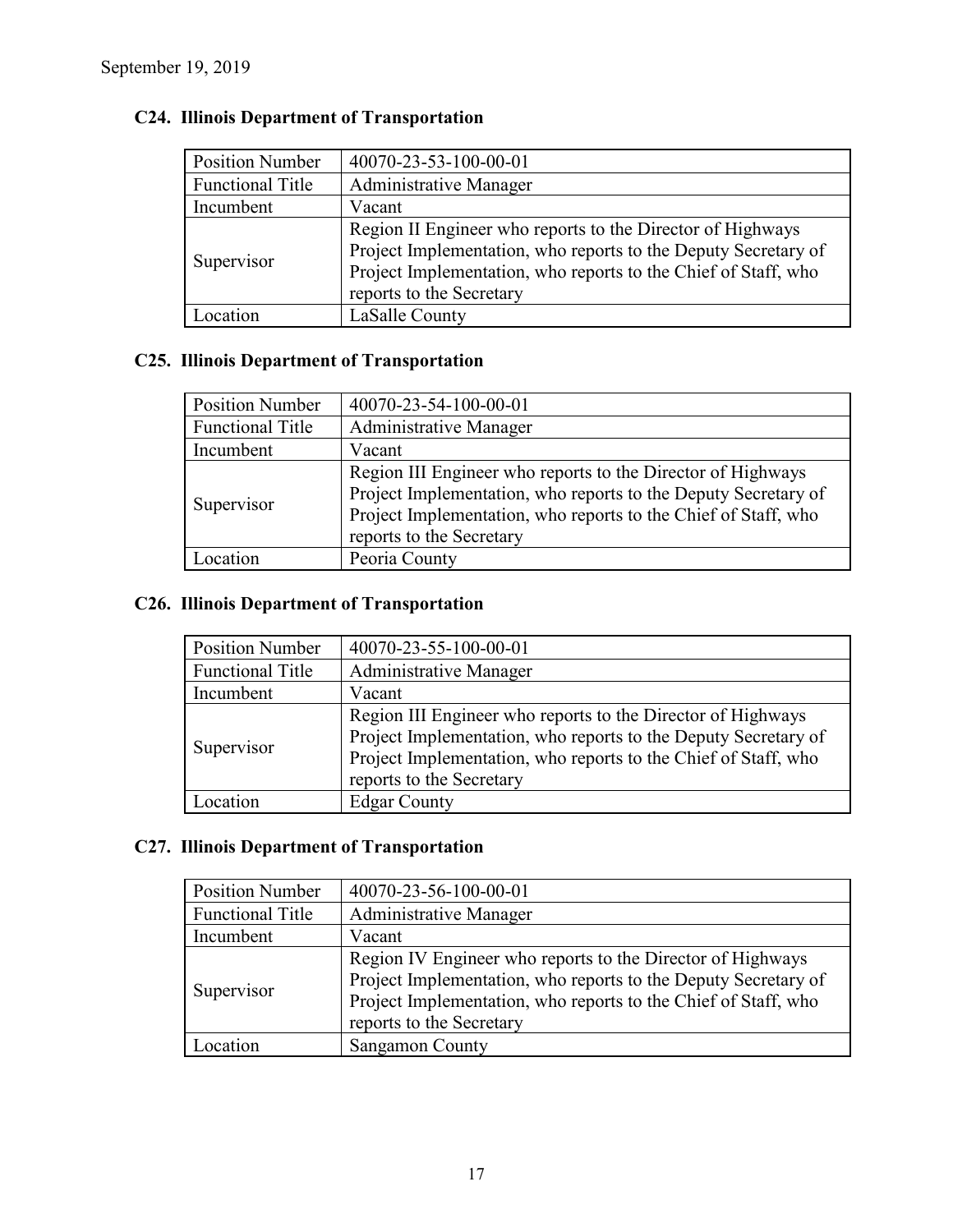September 19, 2019

### C24. Illinois Department of Transportation

| Position Number | 40070-23-53-100-00-01 |
|---|---|
| Functional Title | Administrative Manager |
| Incumbent | Vacant |
| Supervisor | Region II Engineer who reports to the Director of Highways Project Implementation, who reports to the Deputy Secretary of Project Implementation, who reports to the Chief of Staff, who reports to the Secretary |
| Location | LaSalle County |

### C25. Illinois Department of Transportation

| Position Number | 40070-23-54-100-00-01 |
|---|---|
| Functional Title | Administrative Manager |
| Incumbent | Vacant |
| Supervisor | Region III Engineer who reports to the Director of Highways Project Implementation, who reports to the Deputy Secretary of Project Implementation, who reports to the Chief of Staff, who reports to the Secretary |
| Location | Peoria County |

### C26. Illinois Department of Transportation

| Position Number | 40070-23-55-100-00-01 |
|---|---|
| Functional Title | Administrative Manager |
| Incumbent | Vacant |
| Supervisor | Region III Engineer who reports to the Director of Highways Project Implementation, who reports to the Deputy Secretary of Project Implementation, who reports to the Chief of Staff, who reports to the Secretary |
| Location | Edgar County |

### C27. Illinois Department of Transportation

| Position Number | 40070-23-56-100-00-01 |
|---|---|
| Functional Title | Administrative Manager |
| Incumbent | Vacant |
| Supervisor | Region IV Engineer who reports to the Director of Highways Project Implementation, who reports to the Deputy Secretary of Project Implementation, who reports to the Chief of Staff, who reports to the Secretary |
| Location | Sangamon County |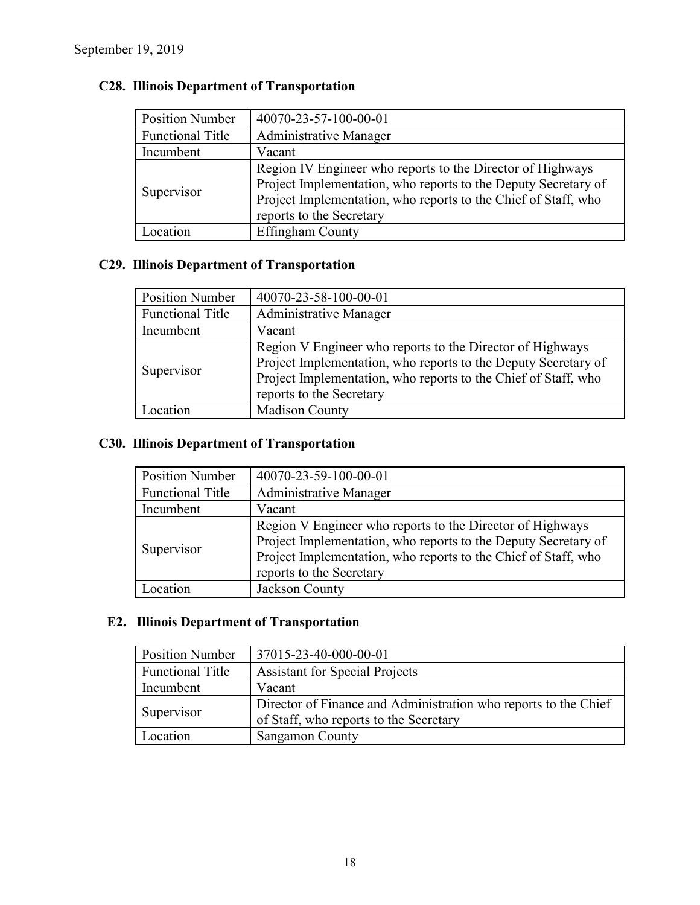September 19, 2019

### C28. Illinois Department of Transportation

| Position Number | 40070-23-57-100-00-01 |
|---|---|
| Functional Title | Administrative Manager |
| Incumbent | Vacant |
| Supervisor | Region IV Engineer who reports to the Director of Highways Project Implementation, who reports to the Deputy Secretary of Project Implementation, who reports to the Chief of Staff, who reports to the Secretary |
| Location | Effingham County |

### C29. Illinois Department of Transportation

| Position Number | 40070-23-58-100-00-01 |
|---|---|
| Functional Title | Administrative Manager |
| Incumbent | Vacant |
| Supervisor | Region V Engineer who reports to the Director of Highways Project Implementation, who reports to the Deputy Secretary of Project Implementation, who reports to the Chief of Staff, who reports to the Secretary |
| Location | Madison County |

### C30. Illinois Department of Transportation

| Position Number | 40070-23-59-100-00-01 |
|---|---|
| Functional Title | Administrative Manager |
| Incumbent | Vacant |
| Supervisor | Region V Engineer who reports to the Director of Highways Project Implementation, who reports to the Deputy Secretary of Project Implementation, who reports to the Chief of Staff, who reports to the Secretary |
| Location | Jackson County |

### E2. Illinois Department of Transportation

| Position Number | 37015-23-40-000-00-01 |
|---|---|
| Functional Title | Assistant for Special Projects |
| Incumbent | Vacant |
| Supervisor | Director of Finance and Administration who reports to the Chief of Staff, who reports to the Secretary |
| Location | Sangamon County |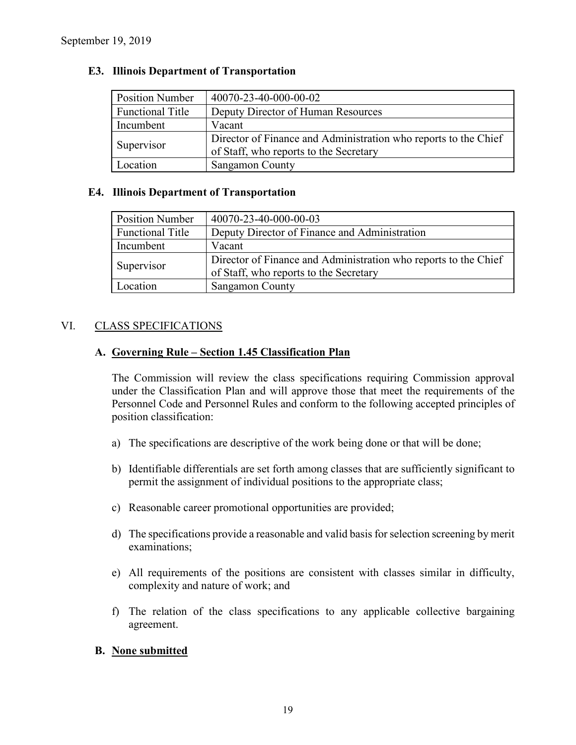### E3. Illinois Department of Transportation

| Position Number | 40070-23-40-000-00-02 |
|---|---|
| Functional Title | Deputy Director of Human Resources |
| Incumbent | Vacant |
| Supervisor | Director of Finance and Administration who reports to the Chief of Staff, who reports to the Secretary |
| Location | Sangamon County |

### E4. Illinois Department of Transportation

| Position Number | 40070-23-40-000-00-03 |
|---|---|
| Functional Title | Deputy Director of Finance and Administration |
| Incumbent | Vacant |
| Supervisor | Director of Finance and Administration who reports to the Chief of Staff, who reports to the Secretary |
| Location | Sangamon County |

## VI. CLASS SPECIFICATIONS

### A. Governing Rule – Section 1.45 Classification Plan

The Commission will review the class specifications requiring Commission approval under the Classification Plan and will approve those that meet the requirements of the Personnel Code and Personnel Rules and conform to the following accepted principles of position classification:

a) The specifications are descriptive of the work being done or that will be done;

b) Identifiable differentials are set forth among classes that are sufficiently significant to permit the assignment of individual positions to the appropriate class;

c) Reasonable career promotional opportunities are provided;

d) The specifications provide a reasonable and valid basis for selection screening by merit examinations;

e) All requirements of the positions are consistent with classes similar in difficulty, complexity and nature of work; and

f) The relation of the class specifications to any applicable collective bargaining agreement.

### B. None submitted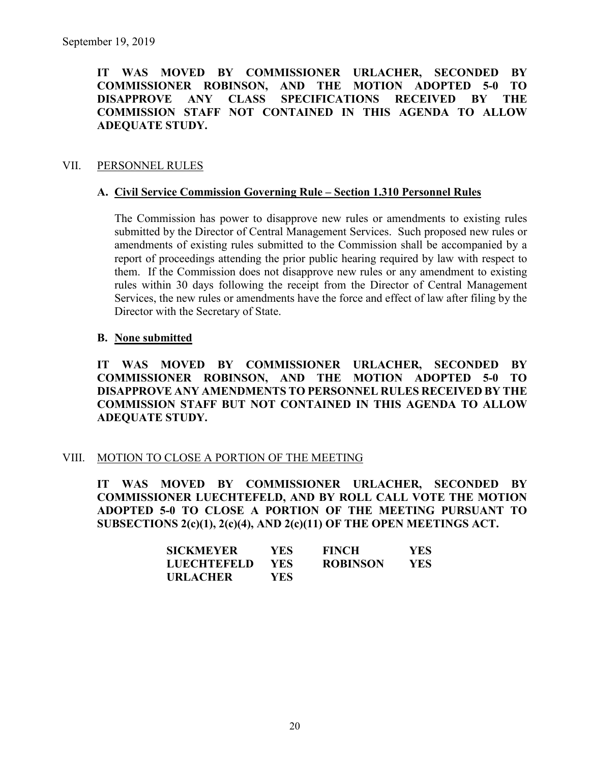September 19, 2019

**IT WAS MOVED BY COMMISSIONER URLACHER, SECONDED BY COMMISSIONER ROBINSON, AND THE MOTION ADOPTED 5-0 TO DISAPPROVE ANY CLASS SPECIFICATIONS RECEIVED BY THE COMMISSION STAFF NOT CONTAINED IN THIS AGENDA TO ALLOW ADEQUATE STUDY.**

## VII. PERSONNEL RULES

### A. Civil Service Commission Governing Rule – Section 1.310 Personnel Rules

The Commission has power to disapprove new rules or amendments to existing rules submitted by the Director of Central Management Services. Such proposed new rules or amendments of existing rules submitted to the Commission shall be accompanied by a report of proceedings attending the prior public hearing required by law with respect to them. If the Commission does not disapprove new rules or any amendment to existing rules within 30 days following the receipt from the Director of Central Management Services, the new rules or amendments have the force and effect of law after filing by the Director with the Secretary of State.

### B. None submitted

**IT WAS MOVED BY COMMISSIONER URLACHER, SECONDED BY COMMISSIONER ROBINSON, AND THE MOTION ADOPTED 5-0 TO DISAPPROVE ANY AMENDMENTS TO PERSONNEL RULES RECEIVED BY THE COMMISSION STAFF BUT NOT CONTAINED IN THIS AGENDA TO ALLOW ADEQUATE STUDY.**

## VIII. MOTION TO CLOSE A PORTION OF THE MEETING

**IT WAS MOVED BY COMMISSIONER URLACHER, SECONDED BY COMMISSIONER LUECHTEFELD, AND BY ROLL CALL VOTE THE MOTION ADOPTED 5-0 TO CLOSE A PORTION OF THE MEETING PURSUANT TO SUBSECTIONS 2(c)(1), 2(c)(4), AND 2(c)(11) OF THE OPEN MEETINGS ACT.**

| | | | |
|---|---|---|---|
| **SICKMEYER** | **YES** | **FINCH** | **YES** |
| **LUECHTEFELD** | **YES** | **ROBINSON** | **YES** |
| **URLACHER** | **YES** | | |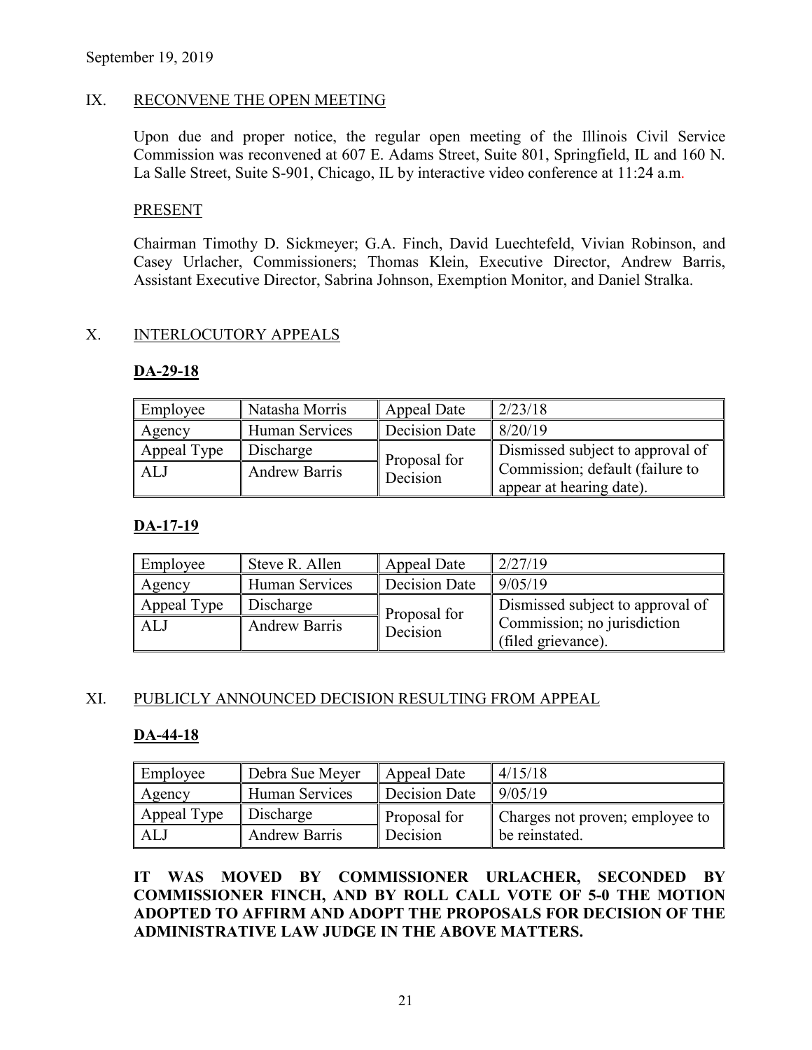September 19, 2019

## IX. RECONVENE THE OPEN MEETING

Upon due and proper notice, the regular open meeting of the Illinois Civil Service Commission was reconvened at 607 E. Adams Street, Suite 801, Springfield, IL and 160 N. La Salle Street, Suite S-901, Chicago, IL by interactive video conference at 11:24 a.m.

PRESENT

Chairman Timothy D. Sickmeyer; G.A. Finch, David Luechtefeld, Vivian Robinson, and Casey Urlacher, Commissioners; Thomas Klein, Executive Director, Andrew Barris, Assistant Executive Director, Sabrina Johnson, Exemption Monitor, and Daniel Stralka.

## X. INTERLOCUTORY APPEALS

### DA-29-18

| Employee | Natasha Morris | Appeal Date | 2/23/18 |
|---|---|---|---|
| Agency | Human Services | Decision Date | 8/20/19 |
| Appeal Type | Discharge | Proposal for Decision | Dismissed subject to approval of Commission; default (failure to appear at hearing date). |
| ALJ | Andrew Barris | | |

### DA-17-19

| Employee | Steve R. Allen | Appeal Date | 2/27/19 |
|---|---|---|---|
| Agency | Human Services | Decision Date | 9/05/19 |
| Appeal Type | Discharge | Proposal for Decision | Dismissed subject to approval of Commission; no jurisdiction (filed grievance). |
| ALJ | Andrew Barris | | |

## XI. PUBLICLY ANNOUNCED DECISION RESULTING FROM APPEAL

### DA-44-18

| Employee | Debra Sue Meyer | Appeal Date | 4/15/18 |
|---|---|---|---|
| Agency | Human Services | Decision Date | 9/05/19 |
| Appeal Type | Discharge | Proposal for Decision | Charges not proven; employee to be reinstated. |
| ALJ | Andrew Barris | | |

**IT WAS MOVED BY COMMISSIONER URLACHER, SECONDED BY COMMISSIONER FINCH, AND BY ROLL CALL VOTE OF 5-0 THE MOTION ADOPTED TO AFFIRM AND ADOPT THE PROPOSALS FOR DECISION OF THE ADMINISTRATIVE LAW JUDGE IN THE ABOVE MATTERS.**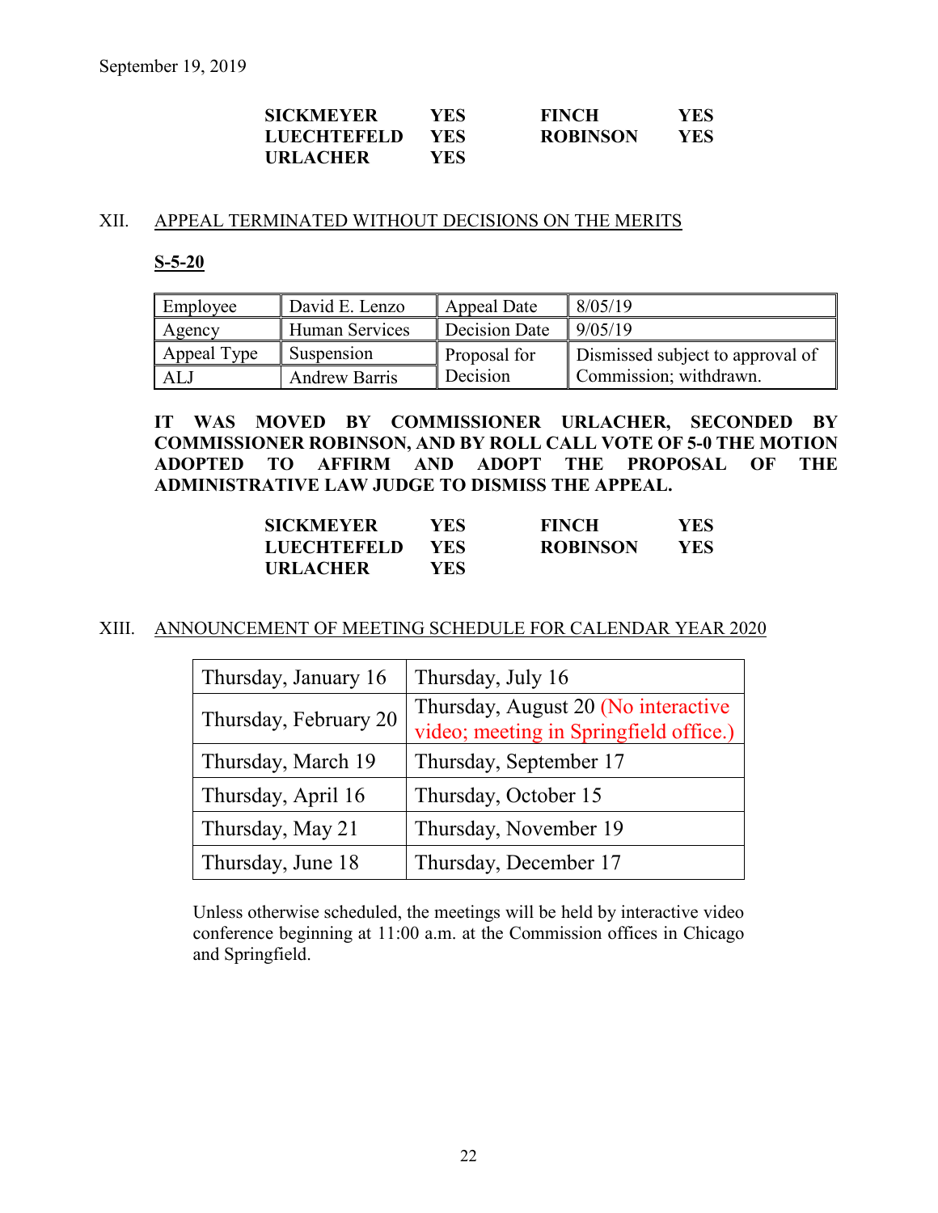September 19, 2019

| | | | |
|---|---|---|---|
| **SICKMEYER** | **YES** | **FINCH** | **YES** |
| **LUECHTEFELD** | **YES** | **ROBINSON** | **YES** |
| **URLACHER** | **YES** | | |

## XII. APPEAL TERMINATED WITHOUT DECISIONS ON THE MERITS

**S-5-20**

| | | | |
|---|---|---|---|
| Employee | David E. Lenzo | Appeal Date | 8/05/19 |
| Agency | Human Services | Decision Date | 9/05/19 |
| Appeal Type | Suspension | Proposal for Decision | Dismissed subject to approval of Commission; withdrawn. |
| ALJ | Andrew Barris | | |

**IT WAS MOVED BY COMMISSIONER URLACHER, SECONDED BY COMMISSIONER ROBINSON, AND BY ROLL CALL VOTE OF 5-0 THE MOTION ADOPTED TO AFFIRM AND ADOPT THE PROPOSAL OF THE ADMINISTRATIVE LAW JUDGE TO DISMISS THE APPEAL.**

| | | | |
|---|---|---|---|
| **SICKMEYER** | **YES** | **FINCH** | **YES** |
| **LUECHTEFELD** | **YES** | **ROBINSON** | **YES** |
| **URLACHER** | **YES** | | |

## XIII. ANNOUNCEMENT OF MEETING SCHEDULE FOR CALENDAR YEAR 2020

| | |
|---|---|
| Thursday, January 16 | Thursday, July 16 |
| Thursday, February 20 | Thursday, August 20 (No interactive video; meeting in Springfield office.) |
| Thursday, March 19 | Thursday, September 17 |
| Thursday, April 16 | Thursday, October 15 |
| Thursday, May 21 | Thursday, November 19 |
| Thursday, June 18 | Thursday, December 17 |

Unless otherwise scheduled, the meetings will be held by interactive video conference beginning at 11:00 a.m. at the Commission offices in Chicago and Springfield.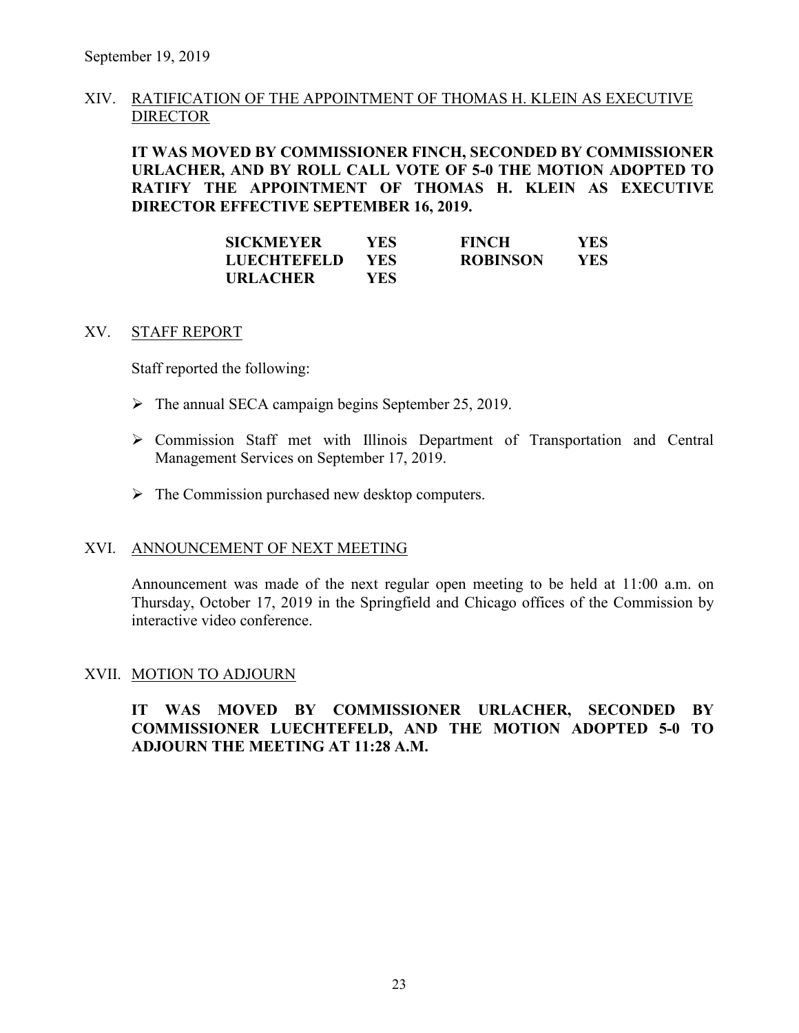September 19, 2019

## XIV. RATIFICATION OF THE APPOINTMENT OF THOMAS H. KLEIN AS EXECUTIVE DIRECTOR

**IT WAS MOVED BY COMMISSIONER FINCH, SECONDED BY COMMISSIONER URLACHER, AND BY ROLL CALL VOTE OF 5-0 THE MOTION ADOPTED TO RATIFY THE APPOINTMENT OF THOMAS H. KLEIN AS EXECUTIVE DIRECTOR EFFECTIVE SEPTEMBER 16, 2019.**

| | | | |
|---|---|---|---|
| **SICKMEYER** | **YES** | **FINCH** | **YES** |
| **LUECHTEFELD** | **YES** | **ROBINSON** | **YES** |
| **URLACHER** | **YES** | | |

## XV. STAFF REPORT

Staff reported the following:

- The annual SECA campaign begins September 25, 2019.
- Commission Staff met with Illinois Department of Transportation and Central Management Services on September 17, 2019.
- The Commission purchased new desktop computers.

## XVI. ANNOUNCEMENT OF NEXT MEETING

Announcement was made of the next regular open meeting to be held at 11:00 a.m. on Thursday, October 17, 2019 in the Springfield and Chicago offices of the Commission by interactive video conference.

## XVII. MOTION TO ADJOURN

**IT WAS MOVED BY COMMISSIONER URLACHER, SECONDED BY COMMISSIONER LUECHTEFELD, AND THE MOTION ADOPTED 5-0 TO ADJOURN THE MEETING AT 11:28 A.M.**